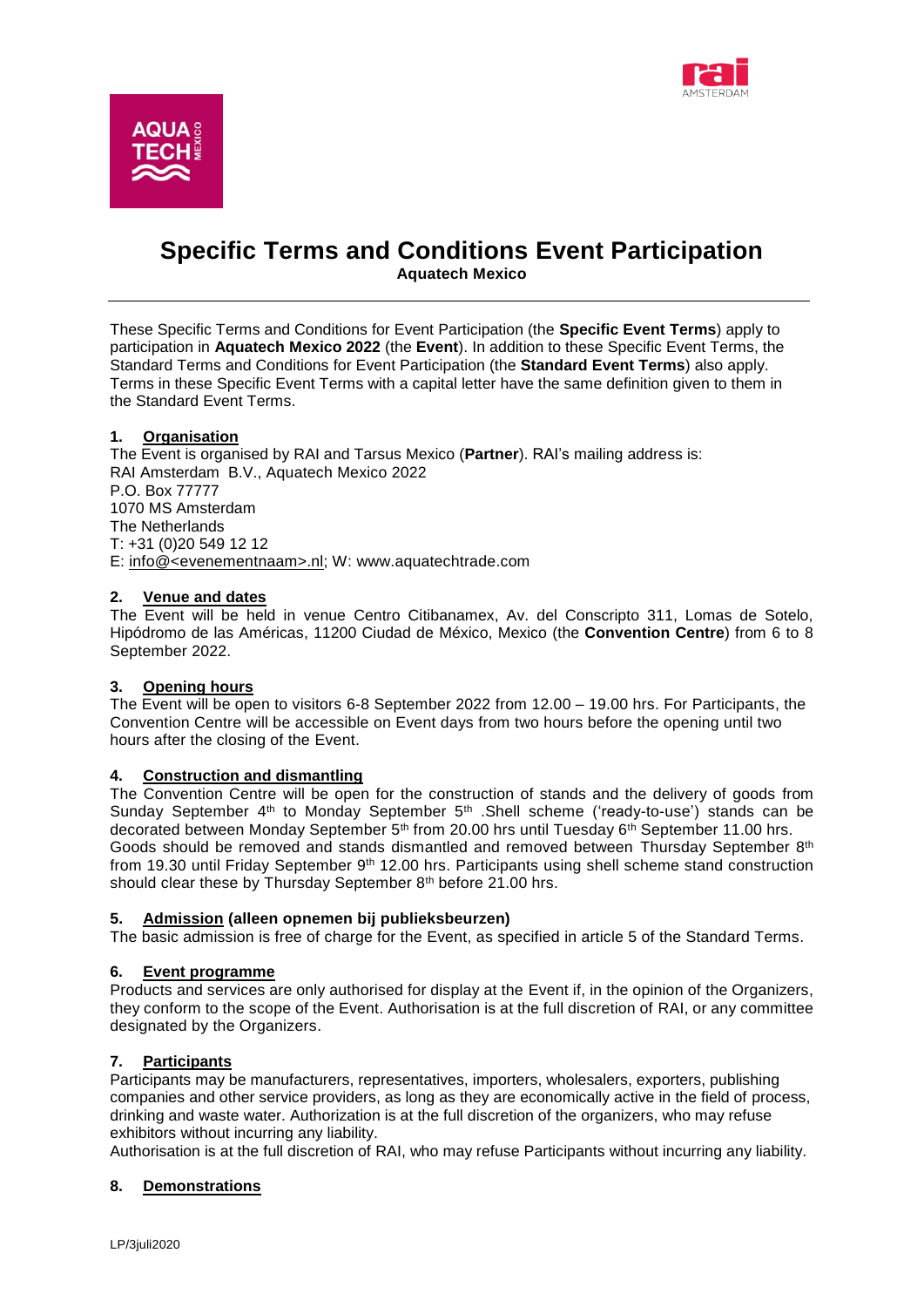# Specific Terms and Conditions Event Participation

**Aquatech Mexico**

These Specific Terms and Conditions for Event Participation (the **Specific Event Terms**) apply to participation in **Aquatech Mexico 2022** (the **Event**). In addition to these Specific Event Terms, the Standard Terms and Conditions for Event Participation (the **Standard Event Terms**) also apply. Terms in these Specific Event Terms with a capital letter have the same definition given to them in the Standard Event Terms.

## 1. Organisation

The Event is organised by RAI and Tarsus Mexico (**Partner**). RAI's mailing address is:
RAI Amsterdam B.V., Aquatech Mexico 2022
P.O. Box 77777
1070 MS Amsterdam
The Netherlands
T: +31 (0)20 549 12 12
E: info@<evenementnaam>.nl; W: www.aquatechtrade.com

## 2. Venue and dates

The Event will be held in venue Centro Citibanamex, Av. del Conscripto 311, Lomas de Sotelo, Hipódromo de las Américas, 11200 Ciudad de México, Mexico (the **Convention Centre**) from 6 to 8 September 2022.

## 3. Opening hours

The Event will be open to visitors 6-8 September 2022 from 12.00 – 19.00 hrs. For Participants, the Convention Centre will be accessible on Event days from two hours before the opening until two hours after the closing of the Event.

## 4. Construction and dismantling

The Convention Centre will be open for the construction of stands and the delivery of goods from Sunday September 4th to Monday September 5th .Shell scheme ('ready-to-use') stands can be decorated between Monday September 5th from 20.00 hrs until Tuesday 6th September 11.00 hrs. Goods should be removed and stands dismantled and removed between Thursday September 8th from 19.30 until Friday September 9th 12.00 hrs. Participants using shell scheme stand construction should clear these by Thursday September 8th before 21.00 hrs.

## 5. Admission (alleen opnemen bij publieksbeurzen)

The basic admission is free of charge for the Event, as specified in article 5 of the Standard Terms.

## 6. Event programme

Products and services are only authorised for display at the Event if, in the opinion of the Organizers, they conform to the scope of the Event. Authorisation is at the full discretion of RAI, or any committee designated by the Organizers.

## 7. Participants

Participants may be manufacturers, representatives, importers, wholesalers, exporters, publishing companies and other service providers, as long as they are economically active in the field of process, drinking and waste water. Authorization is at the full discretion of the organizers, who may refuse exhibitors without incurring any liability.

Authorisation is at the full discretion of RAI, who may refuse Participants without incurring any liability.

## 8. Demonstrations

LP/3juli2020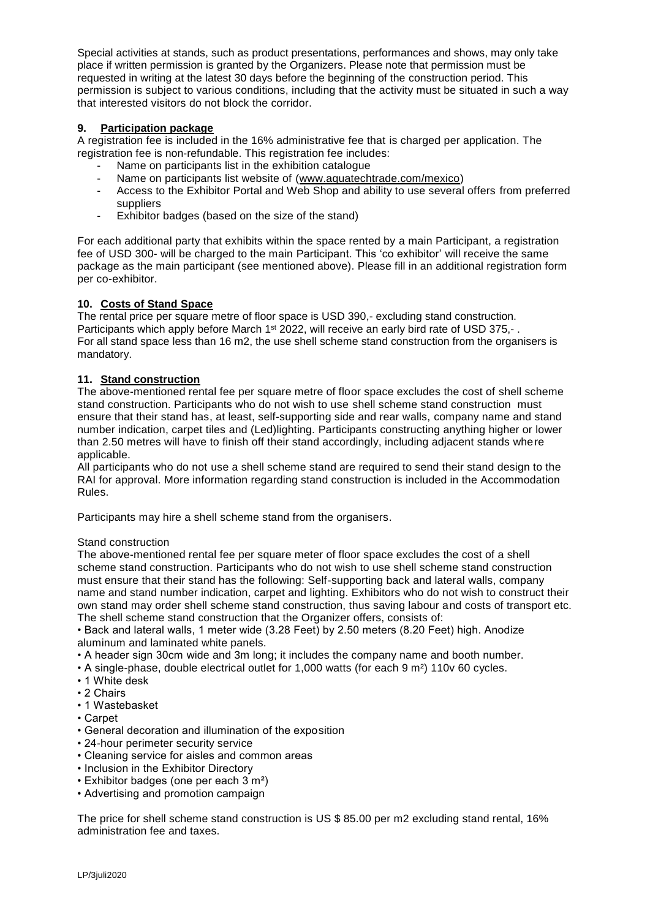Special activities at stands, such as product presentations, performances and shows, may only take place if written permission is granted by the Organizers. Please note that permission must be requested in writing at the latest 30 days before the beginning of the construction period. This permission is subject to various conditions, including that the activity must be situated in such a way that interested visitors do not block the corridor.

## 9. Participation package

A registration fee is included in the 16% administrative fee that is charged per application. The registration fee is non-refundable. This registration fee includes:

- Name on participants list in the exhibition catalogue
- Name on participants list website of (www.aquatechtrade.com/mexico)
- Access to the Exhibitor Portal and Web Shop and ability to use several offers from preferred suppliers
- Exhibitor badges (based on the size of the stand)

For each additional party that exhibits within the space rented by a main Participant, a registration fee of USD 300- will be charged to the main Participant. This 'co exhibitor' will receive the same package as the main participant (see mentioned above). Please fill in an additional registration form per co-exhibitor.

## 10. Costs of Stand Space

The rental price per square metre of floor space is USD 390,- excluding stand construction. Participants which apply before March 1st 2022, will receive an early bird rate of USD 375,- .
For all stand space less than 16 m2, the use shell scheme stand construction from the organisers is mandatory.

## 11. Stand construction

The above-mentioned rental fee per square metre of floor space excludes the cost of shell scheme stand construction. Participants who do not wish to use shell scheme stand construction must ensure that their stand has, at least, self-supporting side and rear walls, company name and stand number indication, carpet tiles and (Led)lighting. Participants constructing anything higher or lower than 2.50 metres will have to finish off their stand accordingly, including adjacent stands where applicable.
All participants who do not use a shell scheme stand are required to send their stand design to the RAI for approval. More information regarding stand construction is included in the Accommodation Rules.

Participants may hire a shell scheme stand from the organisers.

Stand construction

The above-mentioned rental fee per square meter of floor space excludes the cost of a shell scheme stand construction. Participants who do not wish to use shell scheme stand construction must ensure that their stand has the following: Self-supporting back and lateral walls, company name and stand number indication, carpet and lighting. Exhibitors who do not wish to construct their own stand may order shell scheme stand construction, thus saving labour and costs of transport etc. The shell scheme stand construction that the Organizer offers, consists of:

- Back and lateral walls, 1 meter wide (3.28 Feet) by 2.50 meters (8.20 Feet) high. Anodize aluminum and laminated white panels.
- A header sign 30cm wide and 3m long; it includes the company name and booth number.
- A single-phase, double electrical outlet for 1,000 watts (for each 9 $m^2$) 110v 60 cycles.
- 1 White desk
- 2 Chairs
- 1 Wastebasket
- Carpet
- General decoration and illumination of the exposition
- 24-hour perimeter security service
- Cleaning service for aisles and common areas
- Inclusion in the Exhibitor Directory
- Exhibitor badges (one per each 3 $m^2$)
- Advertising and promotion campaign

The price for shell scheme stand construction is US $ 85.00 per m2 excluding stand rental, 16% administration fee and taxes.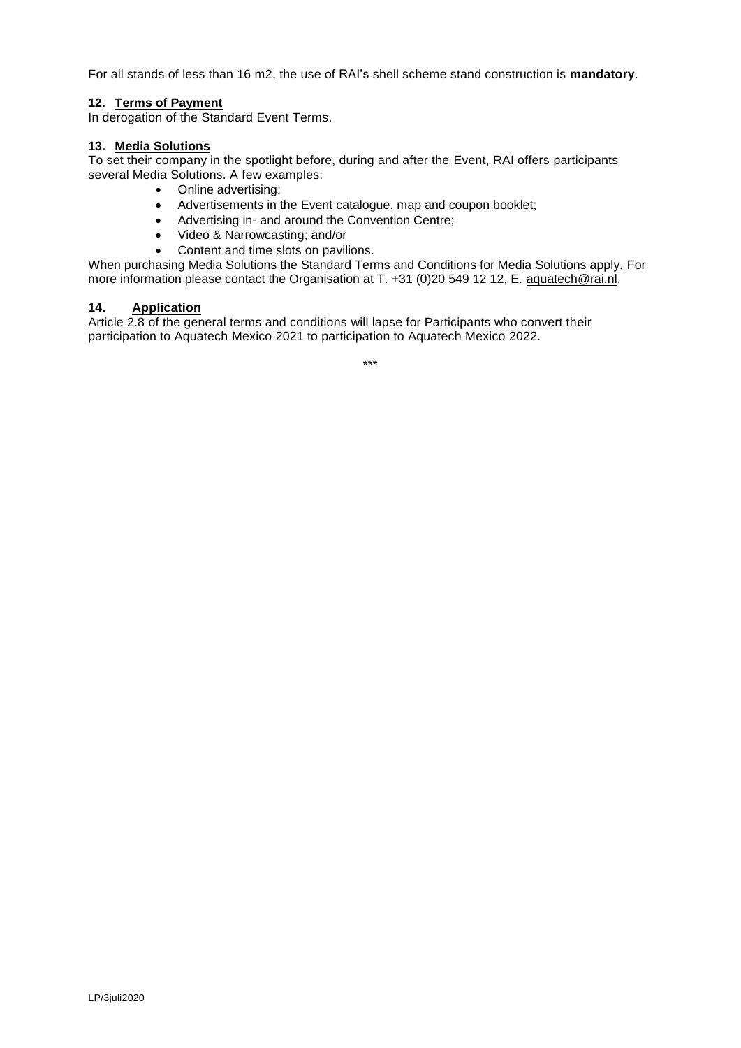For all stands of less than 16 m2, the use of RAI's shell scheme stand construction is **mandatory**.

### 12. Terms of Payment

In derogation of the Standard Event Terms.

### 13. Media Solutions

To set their company in the spotlight before, during and after the Event, RAI offers participants several Media Solutions. A few examples:

- Online advertising;
- Advertisements in the Event catalogue, map and coupon booklet;
- Advertising in- and around the Convention Centre;
- Video & Narrowcasting; and/or
- Content and time slots on pavilions.

When purchasing Media Solutions the Standard Terms and Conditions for Media Solutions apply. For more information please contact the Organisation at T. +31 (0)20 549 12 12, E. aquatech@rai.nl.

### 14. Application

Article 2.8 of the general terms and conditions will lapse for Participants who convert their participation to Aquatech Mexico 2021 to participation to Aquatech Mexico 2022.

***

LP/3juli2020